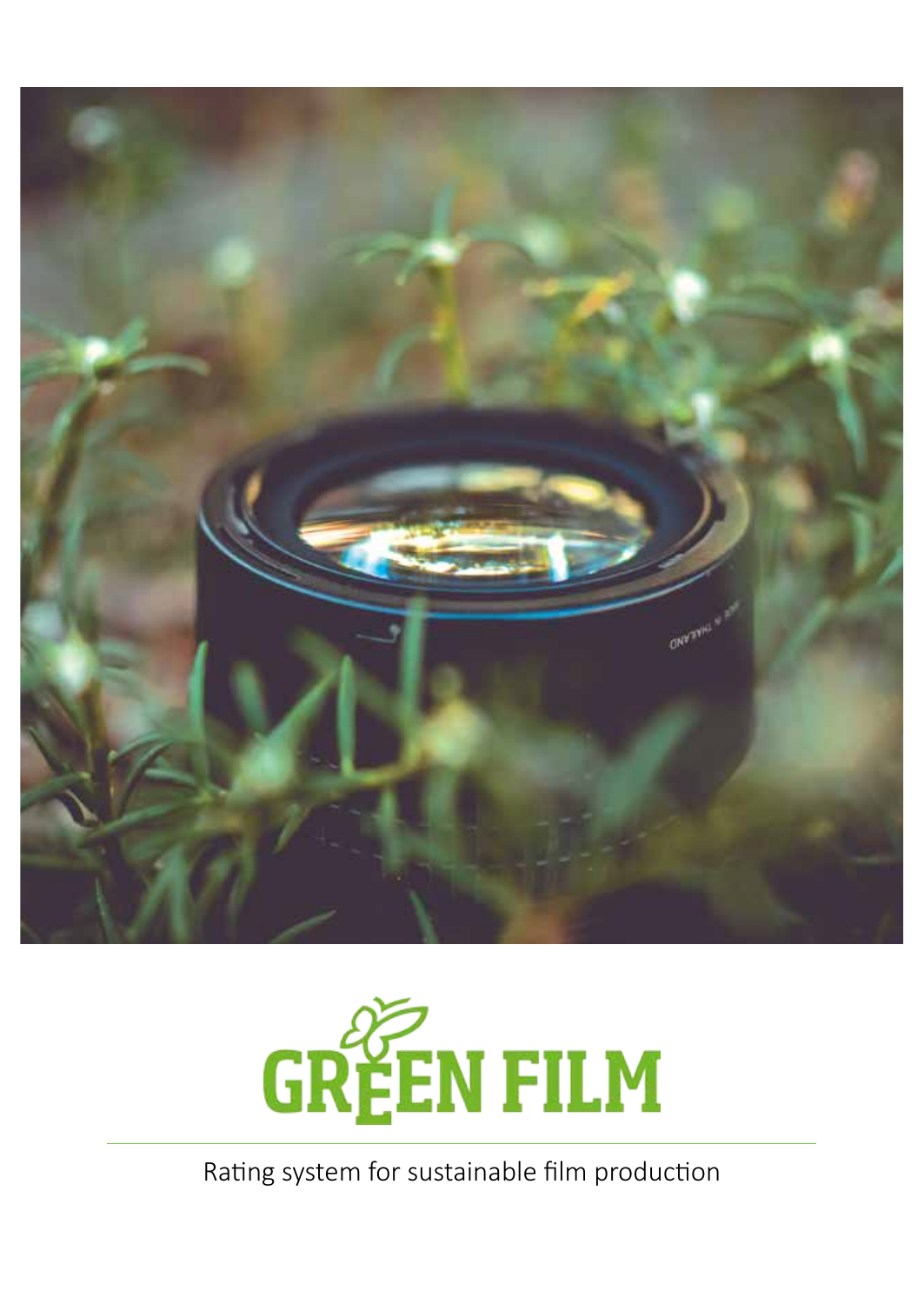# GREEN FILM

Rating system for sustainable film production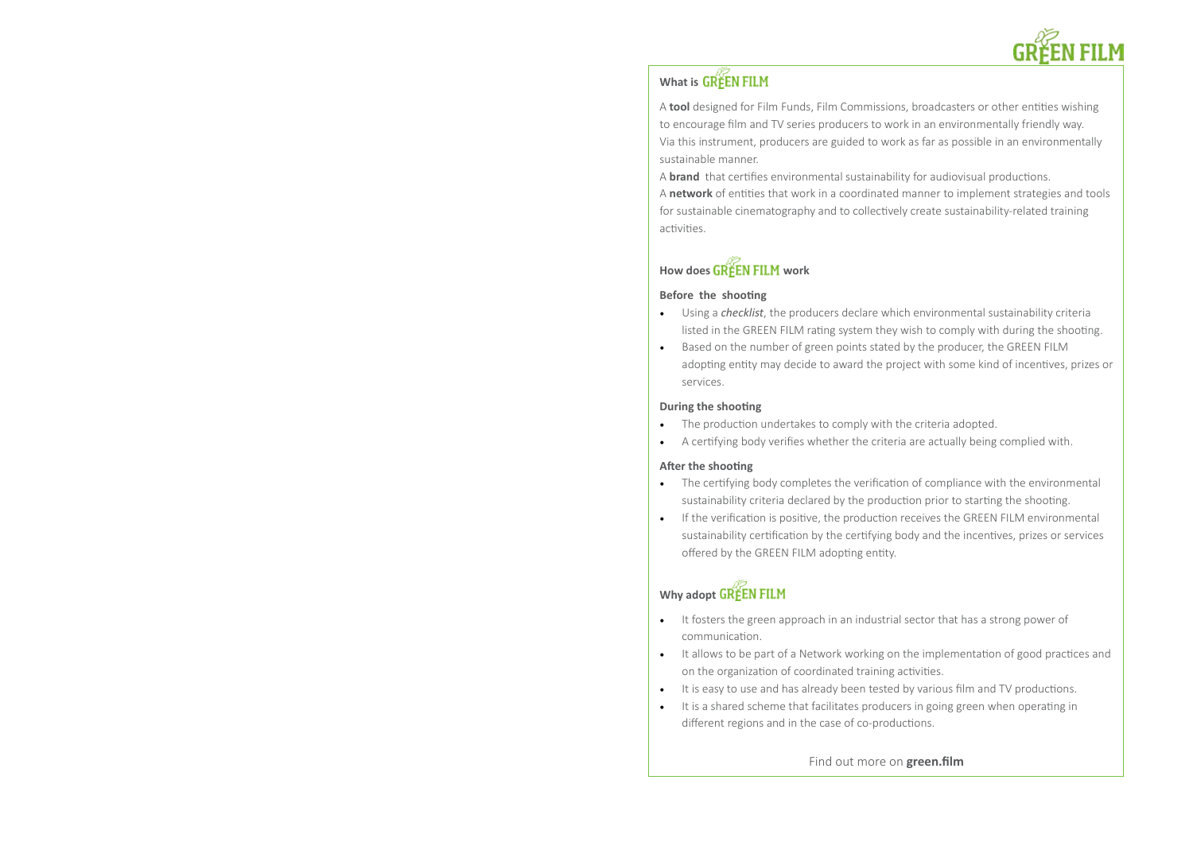## What is GREEN FILM

A **tool** designed for Film Funds, Film Commissions, broadcasters or other entities wishing to encourage film and TV series producers to work in an environmentally friendly way. Via this instrument, producers are guided to work as far as possible in an environmentally sustainable manner.

A **brand** that certifies environmental sustainability for audiovisual productions.

A **network** of entities that work in a coordinated manner to implement strategies and tools for sustainable cinematography and to collectively create sustainability-related training activities.

## How does GREEN FILM work

### Before the shooting

- Using a *checklist*, the producers declare which environmental sustainability criteria listed in the GREEN FILM rating system they wish to comply with during the shooting.
- Based on the number of green points stated by the producer, the GREEN FILM adopting entity may decide to award the project with some kind of incentives, prizes or services.

### During the shooting

- The production undertakes to comply with the criteria adopted.
- A certifying body verifies whether the criteria are actually being complied with.

### After the shooting

- The certifying body completes the verification of compliance with the environmental sustainability criteria declared by the production prior to starting the shooting.
- If the verification is positive, the production receives the GREEN FILM environmental sustainability certification by the certifying body and the incentives, prizes or services offered by the GREEN FILM adopting entity.

## Why adopt GREEN FILM

- It fosters the green approach in an industrial sector that has a strong power of communication.
- It allows to be part of a Network working on the implementation of good practices and on the organization of coordinated training activities.
- It is easy to use and has already been tested by various film and TV productions.
- It is a shared scheme that facilitates producers in going green when operating in different regions and in the case of co-productions.

Find out more on **green.film**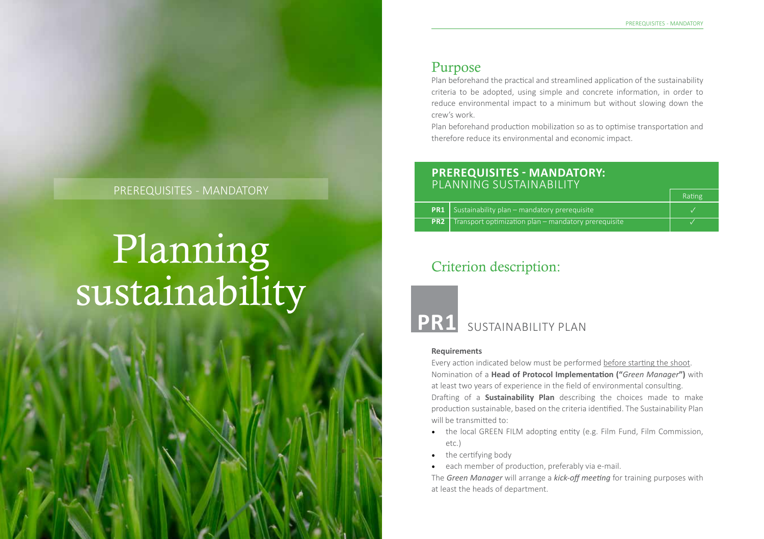PREREQUISITES - MANDATORY

# Planning sustainability

## Purpose

Plan beforehand the practical and streamlined application of the sustainability criteria to be adopted, using simple and concrete information, in order to reduce environmental impact to a minimum but without slowing down the crew's work.

Plan beforehand production mobilization so as to optimise transportation and therefore reduce its environmental and economic impact.

| **PREREQUISITES - MANDATORY:** PLANNING SUSTAINABILITY | | Rating |
|---|---|---|
| **PR1** | Sustainability plan – mandatory prerequisite | ✓ |
| **PR2** | Transport optimization plan – mandatory prerequisite | ✓ |

## Criterion description:

### PR1 SUSTAINABILITY PLAN

**Requirements**

Every action indicated below must be performed before starting the shoot.

Nomination of a **Head of Protocol Implementation ("*Green Manager*")** with at least two years of experience in the field of environmental consulting.

Drafting of a **Sustainability Plan** describing the choices made to make production sustainable, based on the criteria identified. The Sustainability Plan will be transmitted to:

- the local GREEN FILM adopting entity (e.g. Film Fund, Film Commission, etc.)
- the certifying body
- each member of production, preferably via e-mail.

The *Green Manager* will arrange a ***kick-off meeting*** for training purposes with at least the heads of department.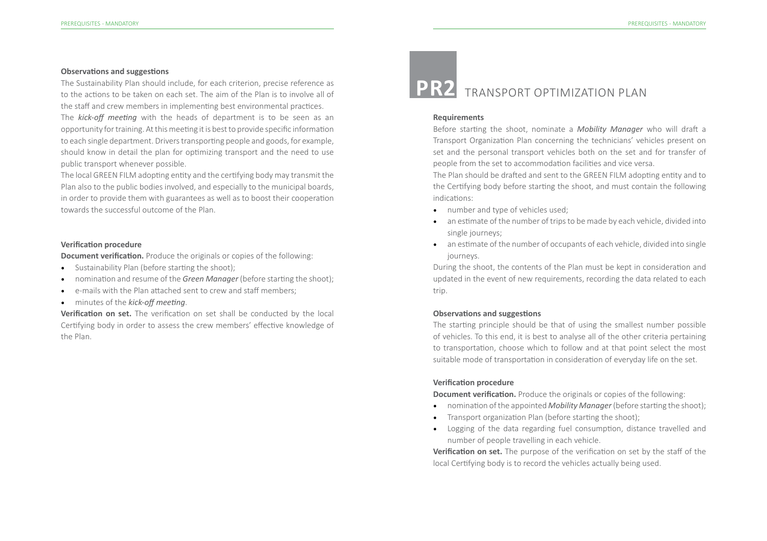**Observations and suggestions**

The Sustainability Plan should include, for each criterion, precise reference as to the actions to be taken on each set. The aim of the Plan is to involve all of the staff and crew members in implementing best environmental practices.

The *kick-off meeting* with the heads of department is to be seen as an opportunity for training. At this meeting it is best to provide specific information to each single department. Drivers transporting people and goods, for example, should know in detail the plan for optimizing transport and the need to use public transport whenever possible.

The local GREEN FILM adopting entity and the certifying body may transmit the Plan also to the public bodies involved, and especially to the municipal boards, in order to provide them with guarantees as well as to boost their cooperation towards the successful outcome of the Plan.

**Verification procedure**

**Document verification.** Produce the originals or copies of the following:

- Sustainability Plan (before starting the shoot);
- nomination and resume of the *Green Manager* (before starting the shoot);
- e-mails with the Plan attached sent to crew and staff members;
- minutes of the *kick-off meeting*.

**Verification on set.** The verification on set shall be conducted by the local Certifying body in order to assess the crew members' effective knowledge of the Plan.

# PR2 TRANSPORT OPTIMIZATION PLAN

**Requirements**

Before starting the shoot, nominate a ***Mobility Manager*** who will draft a Transport Organization Plan concerning the technicians' vehicles present on set and the personal transport vehicles both on the set and for transfer of people from the set to accommodation facilities and vice versa.

The Plan should be drafted and sent to the GREEN FILM adopting entity and to the Certifying body before starting the shoot, and must contain the following indications:

- number and type of vehicles used;
- an estimate of the number of trips to be made by each vehicle, divided into single journeys;
- an estimate of the number of occupants of each vehicle, divided into single journeys.

During the shoot, the contents of the Plan must be kept in consideration and updated in the event of new requirements, recording the data related to each trip.

**Observations and suggestions**

The starting principle should be that of using the smallest number possible of vehicles. To this end, it is best to analyse all of the other criteria pertaining to transportation, choose which to follow and at that point select the most suitable mode of transportation in consideration of everyday life on the set.

**Verification procedure**

**Document verification.** Produce the originals or copies of the following:

- nomination of the appointed *Mobility Manager* (before starting the shoot);
- Transport organization Plan (before starting the shoot);
- Logging of the data regarding fuel consumption, distance travelled and number of people travelling in each vehicle.

**Verification on set.** The purpose of the verification on set by the staff of the local Certifying body is to record the vehicles actually being used.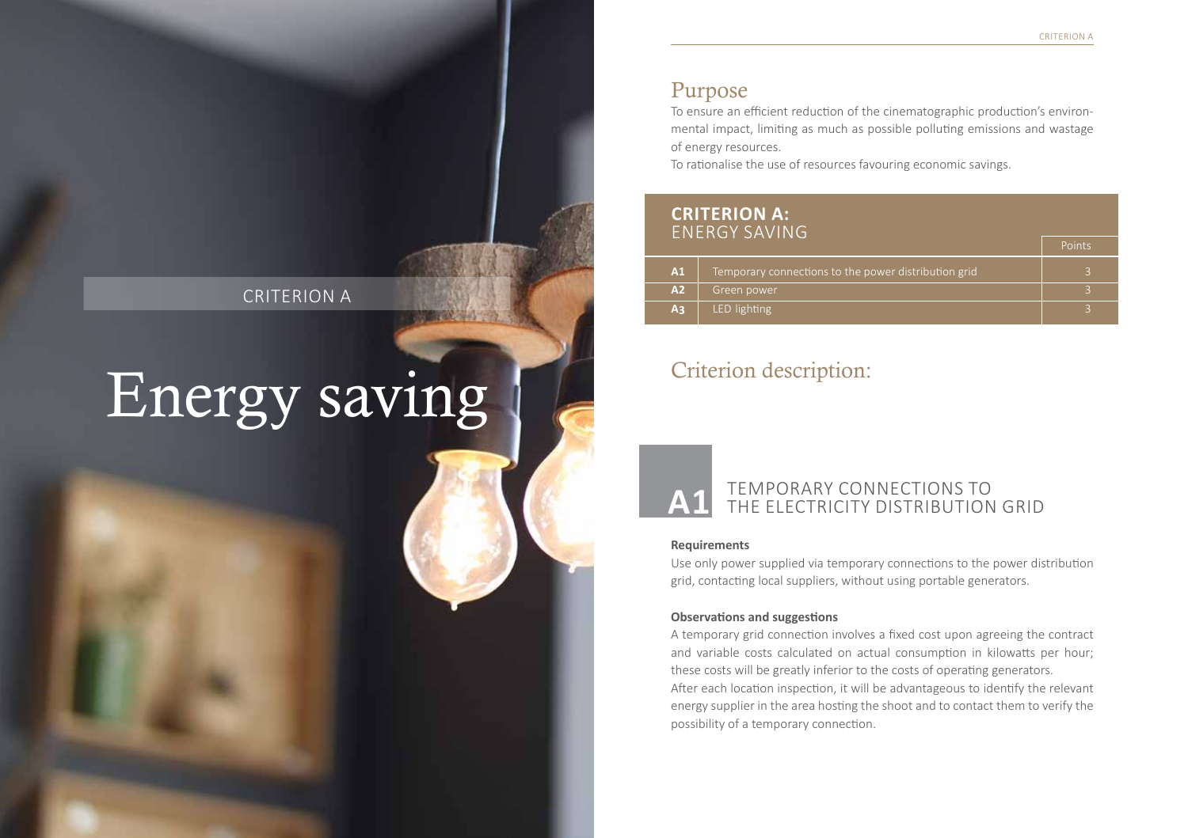CRITERION A

# Energy saving

## Purpose

To ensure an efficient reduction of the cinematographic production's environmental impact, limiting as much as possible polluting emissions and wastage of energy resources.

To rationalise the use of resources favouring economic savings.

| **CRITERION A:** ENERGY SAVING | | Points |
|---|---|---|
| **A1** | Temporary connections to the power distribution grid | 3 |
| **A2** | Green power | 3 |
| **A3** | LED lighting | 3 |

## Criterion description:

### A1 TEMPORARY CONNECTIONS TO THE ELECTRICITY DISTRIBUTION GRID

**Requirements**

Use only power supplied via temporary connections to the power distribution grid, contacting local suppliers, without using portable generators.

**Observations and suggestions**

A temporary grid connection involves a fixed cost upon agreeing the contract and variable costs calculated on actual consumption in kilowatts per hour; these costs will be greatly inferior to the costs of operating generators.

After each location inspection, it will be advantageous to identify the relevant energy supplier in the area hosting the shoot and to contact them to verify the possibility of a temporary connection.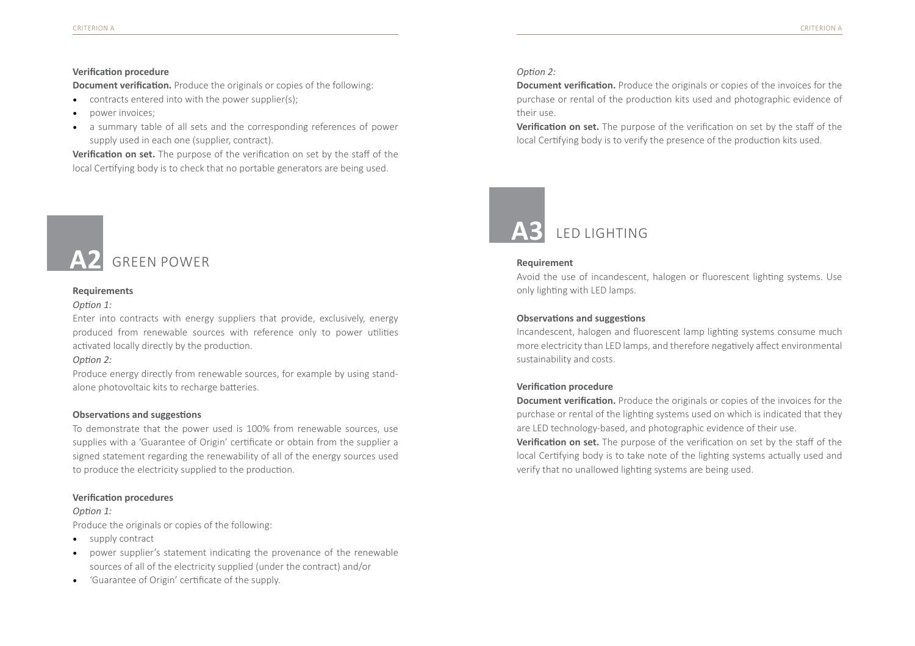**Verification procedure**

**Document verification.** Produce the originals or copies of the following:

- contracts entered into with the power supplier(s);
- power invoices;
- a summary table of all sets and the corresponding references of power supply used in each one (supplier, contract).

**Verification on set.** The purpose of the verification on set by the staff of the local Certifying body is to check that no portable generators are being used.

## A2 GREEN POWER

**Requirements**

*Option 1:*

Enter into contracts with energy suppliers that provide, exclusively, energy produced from renewable sources with reference only to power utilities activated locally directly by the production.

*Option 2:*

Produce energy directly from renewable sources, for example by using stand-alone photovoltaic kits to recharge batteries.

**Observations and suggestions**

To demonstrate that the power used is 100% from renewable sources, use supplies with a 'Guarantee of Origin' certificate or obtain from the supplier a signed statement regarding the renewability of all of the energy sources used to produce the electricity supplied to the production.

**Verification procedures**

*Option 1:*

Produce the originals or copies of the following:

- supply contract
- power supplier's statement indicating the provenance of the renewable sources of all of the electricity supplied (under the contract) and/or
- 'Guarantee of Origin' certificate of the supply.

*Option 2:*

**Document verification.** Produce the originals or copies of the invoices for the purchase or rental of the production kits used and photographic evidence of their use.

**Verification on set.** The purpose of the verification on set by the staff of the local Certifying body is to verify the presence of the production kits used.

## A3 LED LIGHTING

**Requirement**

Avoid the use of incandescent, halogen or fluorescent lighting systems. Use only lighting with LED lamps.

**Observations and suggestions**

Incandescent, halogen and fluorescent lamp lighting systems consume much more electricity than LED lamps, and therefore negatively affect environmental sustainability and costs.

**Verification procedure**

**Document verification.** Produce the originals or copies of the invoices for the purchase or rental of the lighting systems used on which is indicated that they are LED technology-based, and photographic evidence of their use.

**Verification on set.** The purpose of the verification on set by the staff of the local Certifying body is to take note of the lighting systems actually used and verify that no unallowed lighting systems are being used.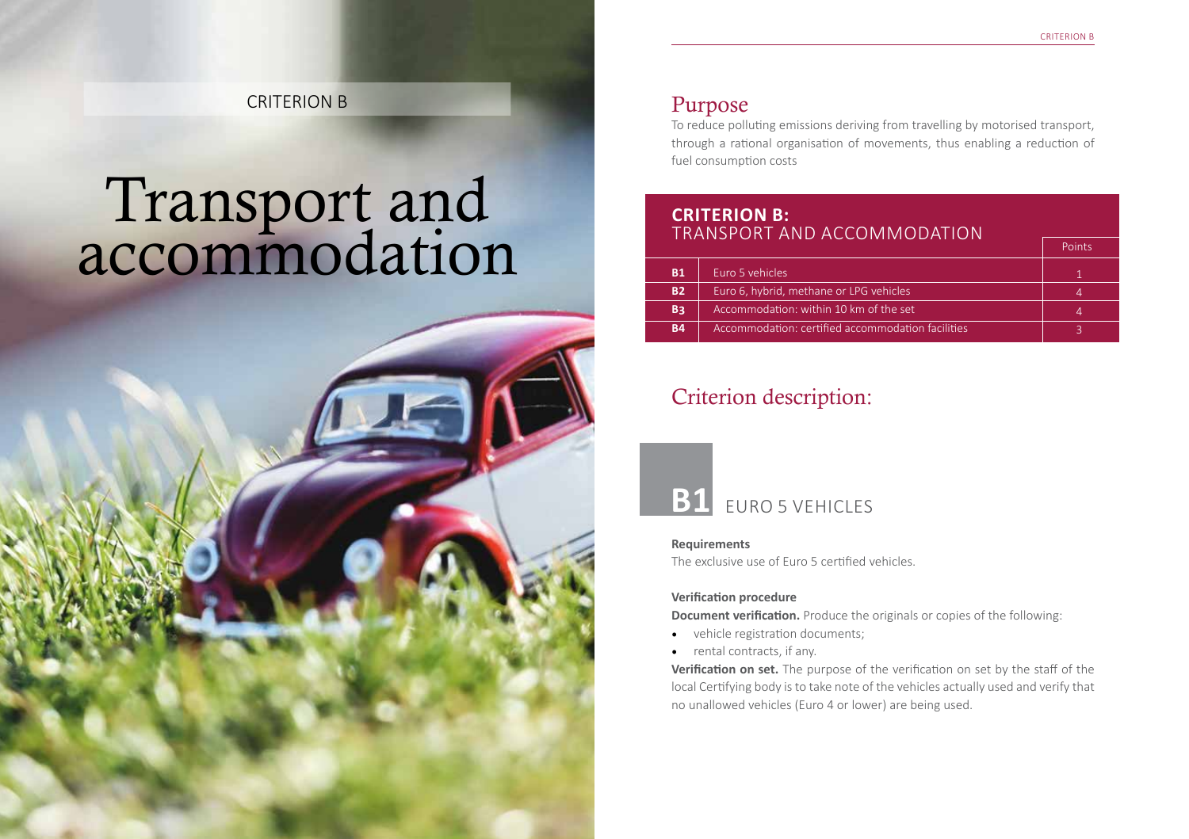CRITERION B

# Transport and accommodation

## Purpose

To reduce polluting emissions deriving from travelling by motorised transport, through a rational organisation of movements, thus enabling a reduction of fuel consumption costs

| **CRITERION B:** TRANSPORT AND ACCOMMODATION | | Points |
|---|---|---|
| **B1** | Euro 5 vehicles | 1 |
| **B2** | Euro 6, hybrid, methane or LPG vehicles | 4 |
| **B3** | Accommodation: within 10 km of the set | 4 |
| **B4** | Accommodation: certified accommodation facilities | 3 |

## Criterion description:

### B1 EURO 5 VEHICLES

**Requirements**

The exclusive use of Euro 5 certified vehicles.

**Verification procedure**

**Document verification.** Produce the originals or copies of the following:

- vehicle registration documents;
- rental contracts, if any.

**Verification on set.** The purpose of the verification on set by the staff of the local Certifying body is to take note of the vehicles actually used and verify that no unallowed vehicles (Euro 4 or lower) are being used.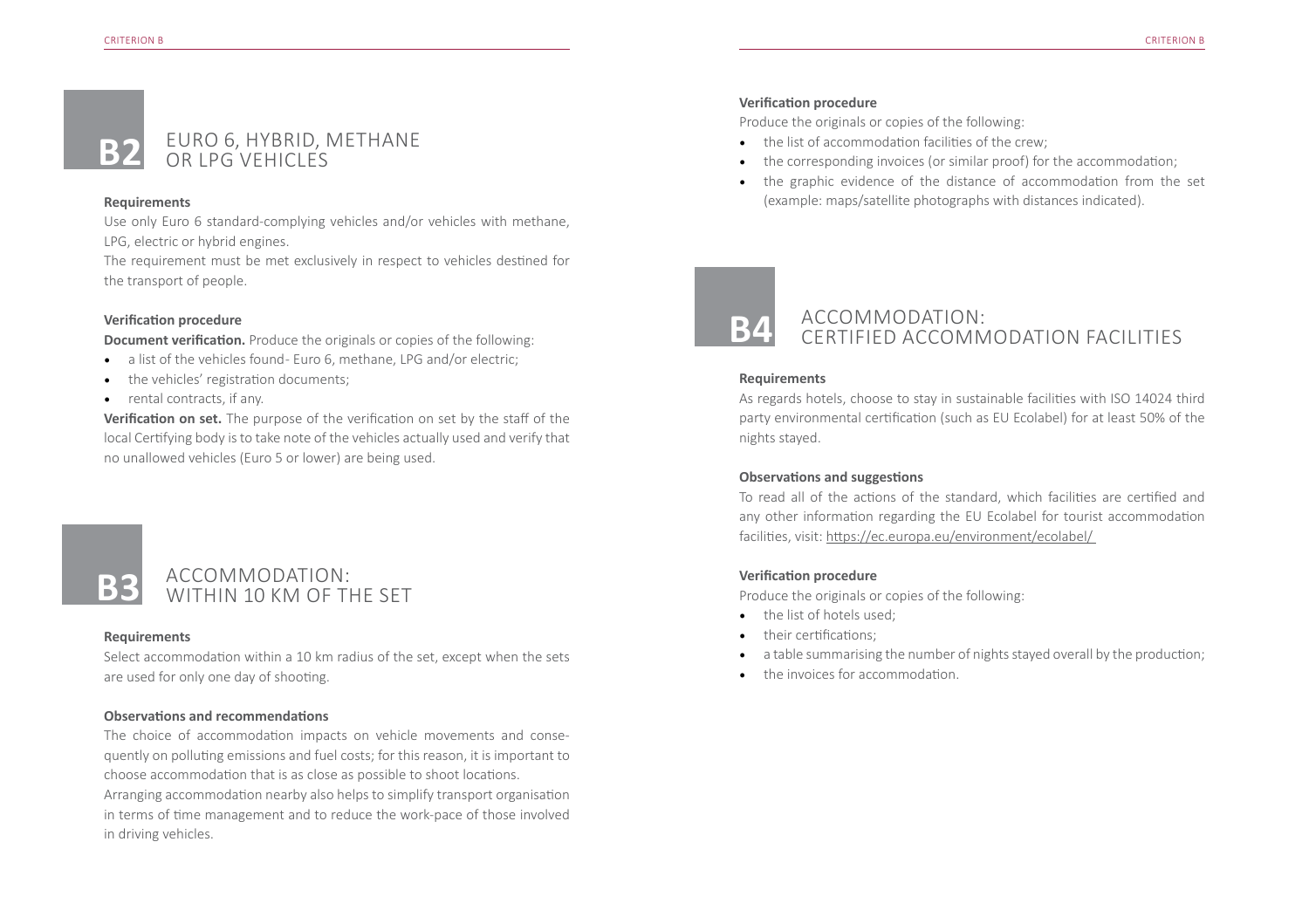## B2 EURO 6, HYBRID, METHANE OR LPG VEHICLES

**Requirements**

Use only Euro 6 standard-complying vehicles and/or vehicles with methane, LPG, electric or hybrid engines.

The requirement must be met exclusively in respect to vehicles destined for the transport of people.

**Verification procedure**

**Document verification.** Produce the originals or copies of the following:

- a list of the vehicles found- Euro 6, methane, LPG and/or electric;
- the vehicles' registration documents;
- rental contracts, if any.

**Verification on set.** The purpose of the verification on set by the staff of the local Certifying body is to take note of the vehicles actually used and verify that no unallowed vehicles (Euro 5 or lower) are being used.

## B3 ACCOMMODATION: WITHIN 10 KM OF THE SET

**Requirements**

Select accommodation within a 10 km radius of the set, except when the sets are used for only one day of shooting.

**Observations and recommendations**

The choice of accommodation impacts on vehicle movements and consequently on polluting emissions and fuel costs; for this reason, it is important to choose accommodation that is as close as possible to shoot locations.

Arranging accommodation nearby also helps to simplify transport organisation in terms of time management and to reduce the work-pace of those involved in driving vehicles.

**Verification procedure**

Produce the originals or copies of the following:

- the list of accommodation facilities of the crew;
- the corresponding invoices (or similar proof) for the accommodation;
- the graphic evidence of the distance of accommodation from the set (example: maps/satellite photographs with distances indicated).

## B4 ACCOMMODATION: CERTIFIED ACCOMMODATION FACILITIES

**Requirements**

As regards hotels, choose to stay in sustainable facilities with ISO 14024 third party environmental certification (such as EU Ecolabel) for at least 50% of the nights stayed.

**Observations and suggestions**

To read all of the actions of the standard, which facilities are certified and any other information regarding the EU Ecolabel for tourist accommodation facilities, visit: https://ec.europa.eu/environment/ecolabel/

**Verification procedure**

Produce the originals or copies of the following:

- the list of hotels used;
- their certifications;
- a table summarising the number of nights stayed overall by the production;
- the invoices for accommodation.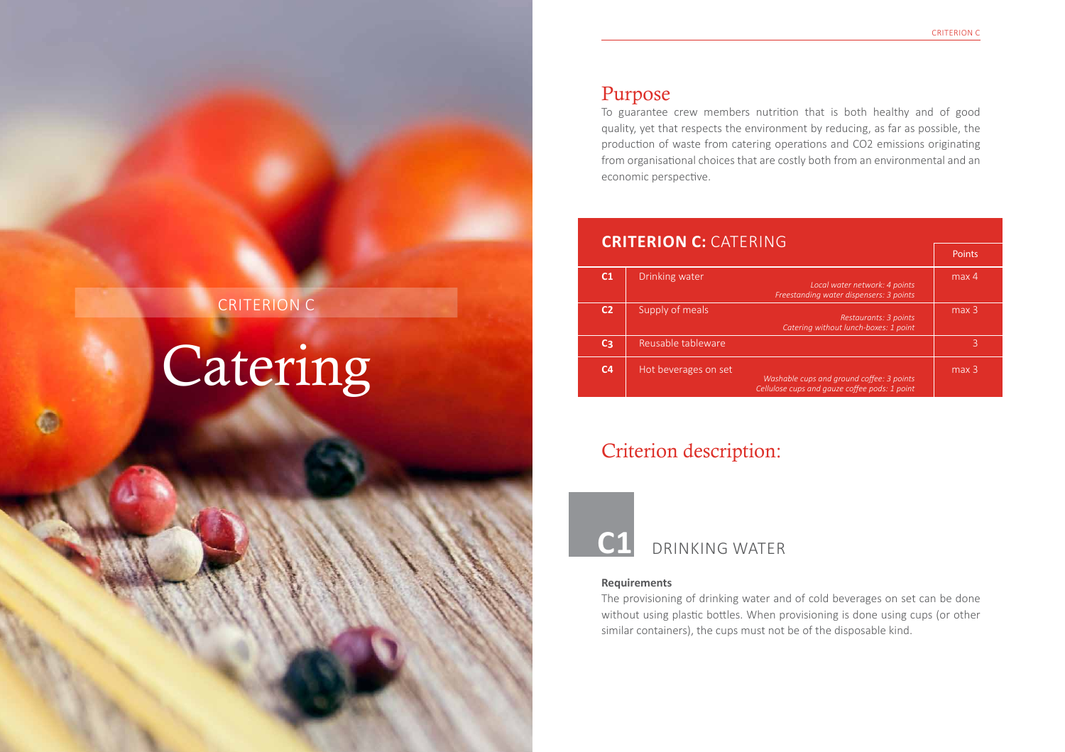# CRITERION C

# Catering

## Purpose

To guarantee crew members nutrition that is both healthy and of good quality, yet that respects the environment by reducing, as far as possible, the production of waste from catering operations and CO2 emissions originating from organisational choices that are costly both from an environmental and an economic perspective.

| **CRITERION C:** CATERING | | Points |
|---|---|---|
| **C1** | Drinking water<br>*Local water network: 4 points*<br>*Freestanding water dispensers: 3 points* | max 4 |
| **C2** | Supply of meals<br>*Restaurants: 3 points*<br>*Catering without lunch-boxes: 1 point* | max 3 |
| **C3** | Reusable tableware | 3 |
| **C4** | Hot beverages on set<br>*Washable cups and ground coffee: 3 points*<br>*Cellulose cups and gauze coffee pods: 1 point* | max 3 |

## Criterion description:

### C1 DRINKING WATER

**Requirements**

The provisioning of drinking water and of cold beverages on set can be done without using plastic bottles. When provisioning is done using cups (or other similar containers), the cups must not be of the disposable kind.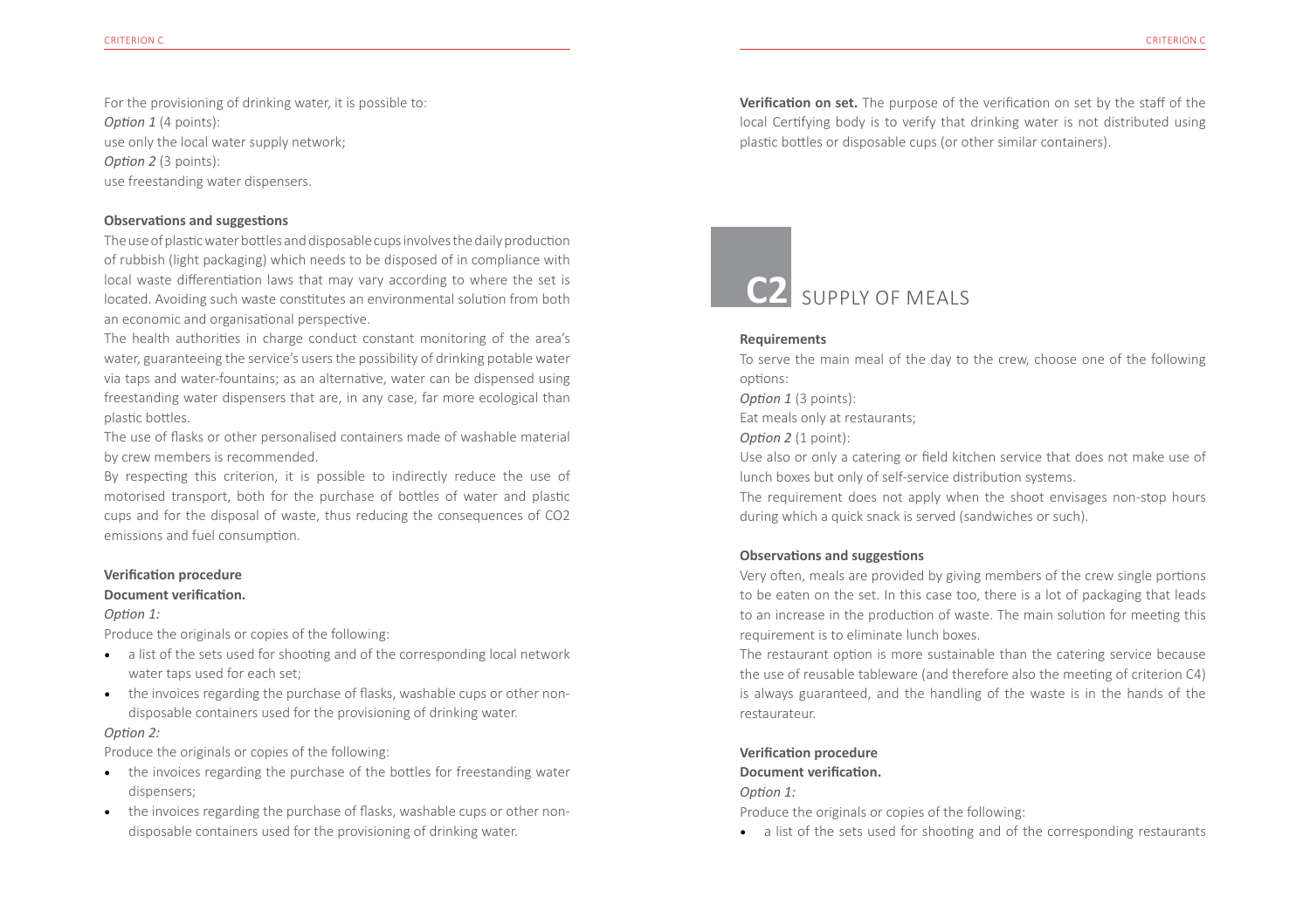For the provisioning of drinking water, it is possible to:

*Option 1* (4 points):

use only the local water supply network;

*Option 2* (3 points):

use freestanding water dispensers.

**Observations and suggestions**

The use of plastic water bottles and disposable cups involves the daily production of rubbish (light packaging) which needs to be disposed of in compliance with local waste differentiation laws that may vary according to where the set is located. Avoiding such waste constitutes an environmental solution from both an economic and organisational perspective.

The health authorities in charge conduct constant monitoring of the area's water, guaranteeing the service's users the possibility of drinking potable water via taps and water-fountains; as an alternative, water can be dispensed using freestanding water dispensers that are, in any case, far more ecological than plastic bottles.

The use of flasks or other personalised containers made of washable material by crew members is recommended.

By respecting this criterion, it is possible to indirectly reduce the use of motorised transport, both for the purchase of bottles of water and plastic cups and for the disposal of waste, thus reducing the consequences of $CO_2$ emissions and fuel consumption.

**Verification procedure**

**Document verification.**

*Option 1:*

Produce the originals or copies of the following:

- a list of the sets used for shooting and of the corresponding local network water taps used for each set;
- the invoices regarding the purchase of flasks, washable cups or other non-disposable containers used for the provisioning of drinking water.

*Option 2:*

Produce the originals or copies of the following:

- the invoices regarding the purchase of the bottles for freestanding water dispensers;
- the invoices regarding the purchase of flasks, washable cups or other non-disposable containers used for the provisioning of drinking water.

**Verification on set.** The purpose of the verification on set by the staff of the local Certifying body is to verify that drinking water is not distributed using plastic bottles or disposable cups (or other similar containers).

## C2 SUPPLY OF MEALS

**Requirements**

To serve the main meal of the day to the crew, choose one of the following options:

*Option 1* (3 points):

Eat meals only at restaurants;

*Option 2* (1 point):

Use also or only a catering or field kitchen service that does not make use of lunch boxes but only of self-service distribution systems.

The requirement does not apply when the shoot envisages non-stop hours during which a quick snack is served (sandwiches or such).

**Observations and suggestions**

Very often, meals are provided by giving members of the crew single portions to be eaten on the set. In this case too, there is a lot of packaging that leads to an increase in the production of waste. The main solution for meeting this requirement is to eliminate lunch boxes.

The restaurant option is more sustainable than the catering service because the use of reusable tableware (and therefore also the meeting of criterion C4) is always guaranteed, and the handling of the waste is in the hands of the restaurateur.

**Verification procedure**

**Document verification.**

*Option 1:*

Produce the originals or copies of the following:

- a list of the sets used for shooting and of the corresponding restaurants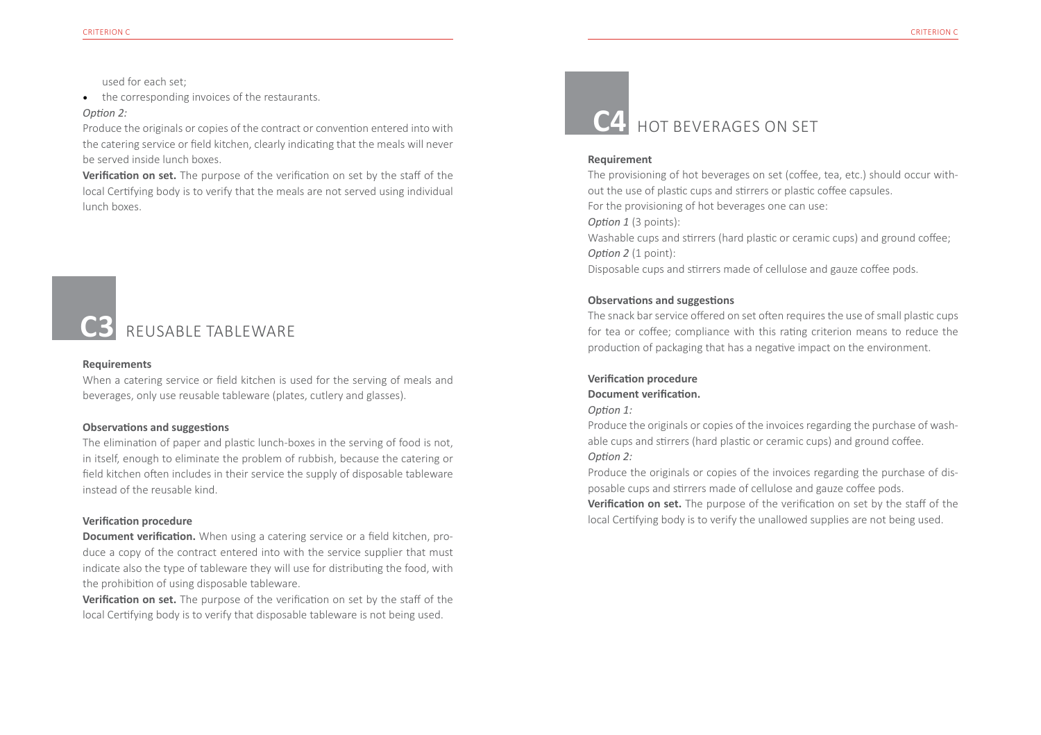used for each set;

- the corresponding invoices of the restaurants.

*Option 2:*

Produce the originals or copies of the contract or convention entered into with the catering service or field kitchen, clearly indicating that the meals will never be served inside lunch boxes.

**Verification on set.** The purpose of the verification on set by the staff of the local Certifying body is to verify that the meals are not served using individual lunch boxes.

## C3 REUSABLE TABLEWARE

**Requirements**

When a catering service or field kitchen is used for the serving of meals and beverages, only use reusable tableware (plates, cutlery and glasses).

**Observations and suggestions**

The elimination of paper and plastic lunch-boxes in the serving of food is not, in itself, enough to eliminate the problem of rubbish, because the catering or field kitchen often includes in their service the supply of disposable tableware instead of the reusable kind.

**Verification procedure**

**Document verification.** When using a catering service or a field kitchen, produce a copy of the contract entered into with the service supplier that must indicate also the type of tableware they will use for distributing the food, with the prohibition of using disposable tableware.

**Verification on set.** The purpose of the verification on set by the staff of the local Certifying body is to verify that disposable tableware is not being used.

## C4 HOT BEVERAGES ON SET

**Requirement**

The provisioning of hot beverages on set (coffee, tea, etc.) should occur without the use of plastic cups and stirrers or plastic coffee capsules.

For the provisioning of hot beverages one can use:

*Option 1* (3 points):

Washable cups and stirrers (hard plastic or ceramic cups) and ground coffee;

*Option 2* (1 point):

Disposable cups and stirrers made of cellulose and gauze coffee pods.

**Observations and suggestions**

The snack bar service offered on set often requires the use of small plastic cups for tea or coffee; compliance with this rating criterion means to reduce the production of packaging that has a negative impact on the environment.

**Verification procedure**

**Document verification.**

*Option 1:*

Produce the originals or copies of the invoices regarding the purchase of washable cups and stirrers (hard plastic or ceramic cups) and ground coffee.

*Option 2:*

Produce the originals or copies of the invoices regarding the purchase of disposable cups and stirrers made of cellulose and gauze coffee pods.

**Verification on set.** The purpose of the verification on set by the staff of the local Certifying body is to verify the unallowed supplies are not being used.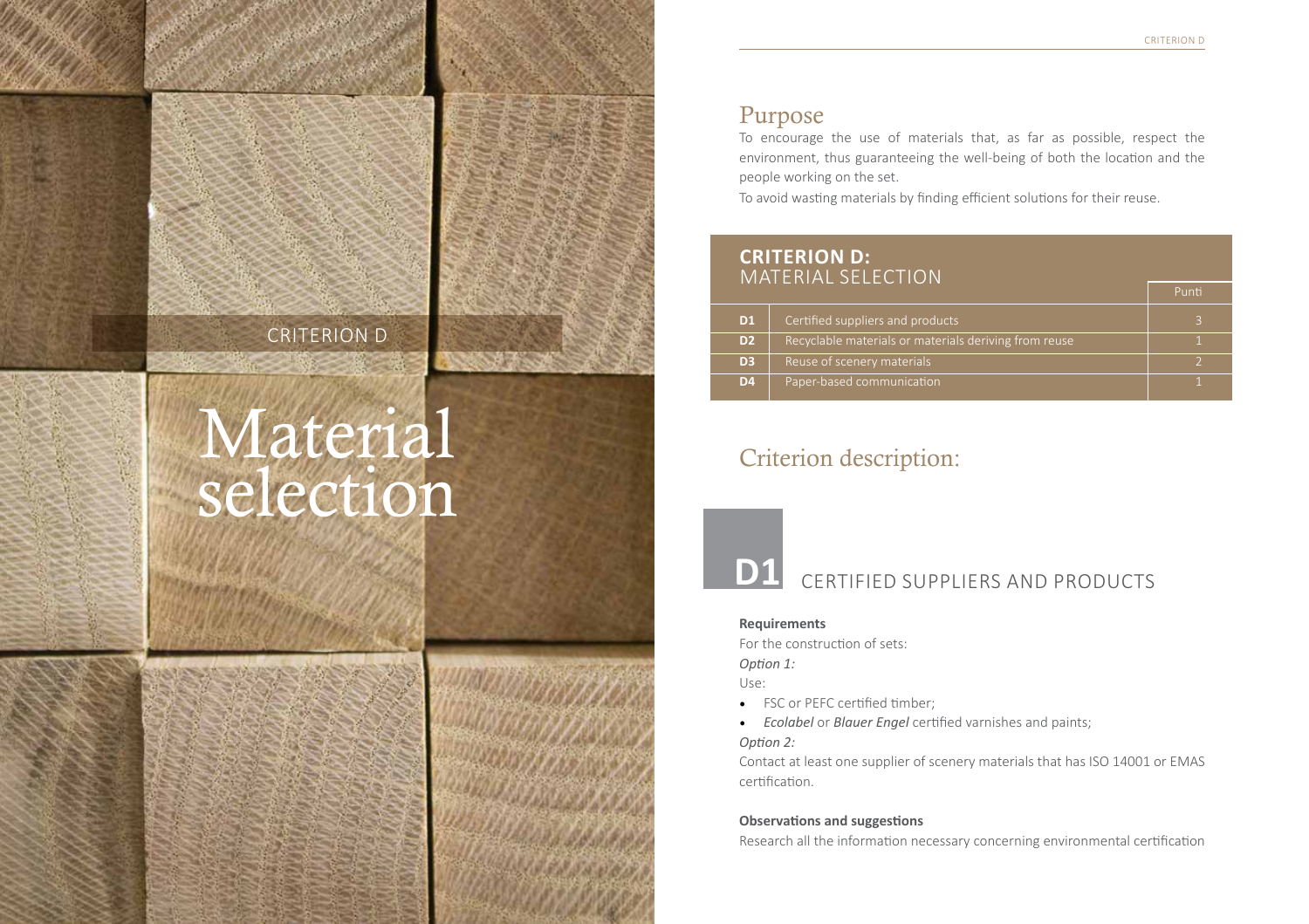CRITERION D

# Material selection

## Purpose

To encourage the use of materials that, as far as possible, respect the environment, thus guaranteeing the well-being of both the location and the people working on the set.

To avoid wasting materials by finding efficient solutions for their reuse.

| **CRITERION D:** MATERIAL SELECTION | | Punti |
|---|---|---|
| **D1** | Certified suppliers and products | 3 |
| **D2** | Recyclable materials or materials deriving from reuse | 1 |
| **D3** | Reuse of scenery materials | 2 |
| **D4** | Paper-based communication | 1 |

## Criterion description:

### D1 CERTIFIED SUPPLIERS AND PRODUCTS

**Requirements**

For the construction of sets:

*Option 1:*

Use:

- FSC or PEFC certified timber;
- *Ecolabel* or *Blauer Engel* certified varnishes and paints;

*Option 2:*

Contact at least one supplier of scenery materials that has ISO 14001 or EMAS certification.

**Observations and suggestions**

Research all the information necessary concerning environmental certification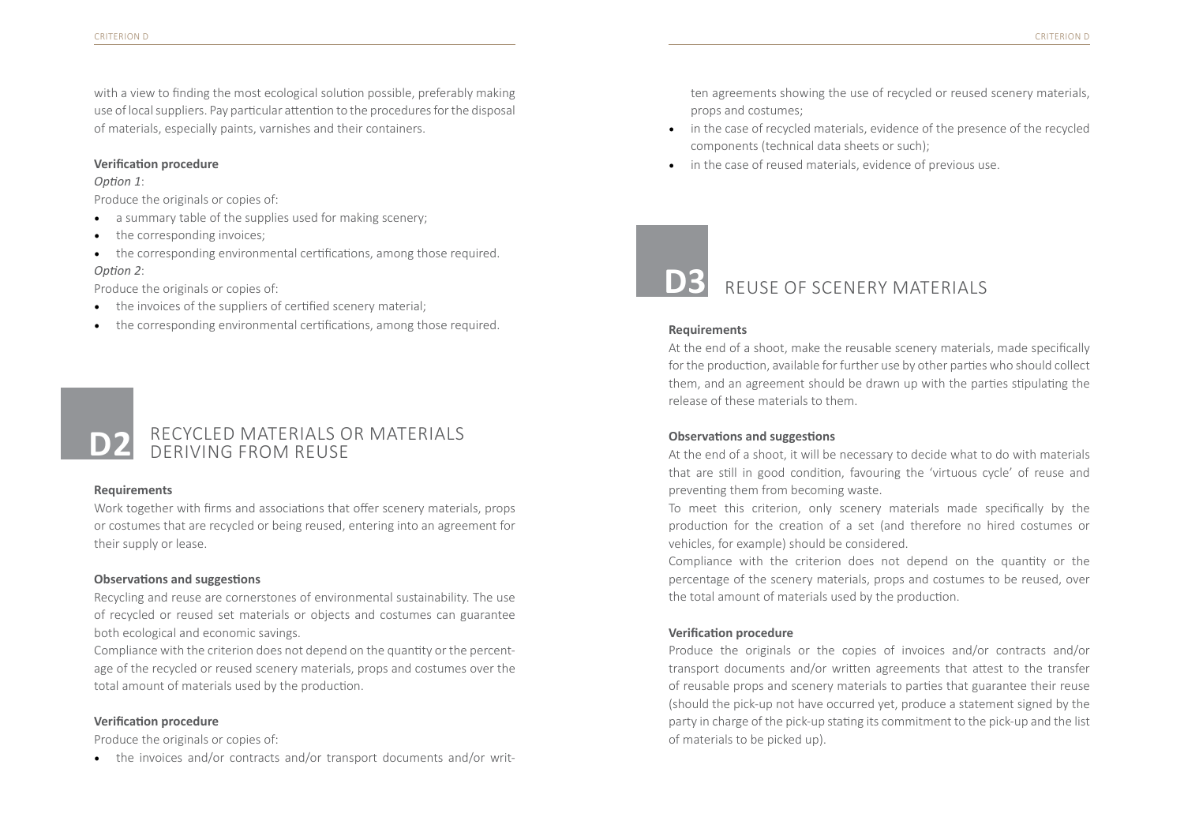with a view to finding the most ecological solution possible, preferably making use of local suppliers. Pay particular attention to the procedures for the disposal of materials, especially paints, varnishes and their containers.

**Verification procedure**

*Option 1*:

Produce the originals or copies of:

- a summary table of the supplies used for making scenery;
- the corresponding invoices;
- the corresponding environmental certifications, among those required.

*Option 2*:

Produce the originals or copies of:

- the invoices of the suppliers of certified scenery material;
- the corresponding environmental certifications, among those required.

## D2 RECYCLED MATERIALS OR MATERIALS DERIVING FROM REUSE

**Requirements**

Work together with firms and associations that offer scenery materials, props or costumes that are recycled or being reused, entering into an agreement for their supply or lease.

**Observations and suggestions**

Recycling and reuse are cornerstones of environmental sustainability. The use of recycled or reused set materials or objects and costumes can guarantee both ecological and economic savings.

Compliance with the criterion does not depend on the quantity or the percentage of the recycled or reused scenery materials, props and costumes over the total amount of materials used by the production.

**Verification procedure**

Produce the originals or copies of:

- the invoices and/or contracts and/or transport documents and/or written agreements showing the use of recycled or reused scenery materials, props and costumes;
- in the case of recycled materials, evidence of the presence of the recycled components (technical data sheets or such);
- in the case of reused materials, evidence of previous use.

## D3 REUSE OF SCENERY MATERIALS

**Requirements**

At the end of a shoot, make the reusable scenery materials, made specifically for the production, available for further use by other parties who should collect them, and an agreement should be drawn up with the parties stipulating the release of these materials to them.

**Observations and suggestions**

At the end of a shoot, it will be necessary to decide what to do with materials that are still in good condition, favouring the 'virtuous cycle' of reuse and preventing them from becoming waste.

To meet this criterion, only scenery materials made specifically by the production for the creation of a set (and therefore no hired costumes or vehicles, for example) should be considered.

Compliance with the criterion does not depend on the quantity or the percentage of the scenery materials, props and costumes to be reused, over the total amount of materials used by the production.

**Verification procedure**

Produce the originals or the copies of invoices and/or contracts and/or transport documents and/or written agreements that attest to the transfer of reusable props and scenery materials to parties that guarantee their reuse (should the pick-up not have occurred yet, produce a statement signed by the party in charge of the pick-up stating its commitment to the pick-up and the list of materials to be picked up).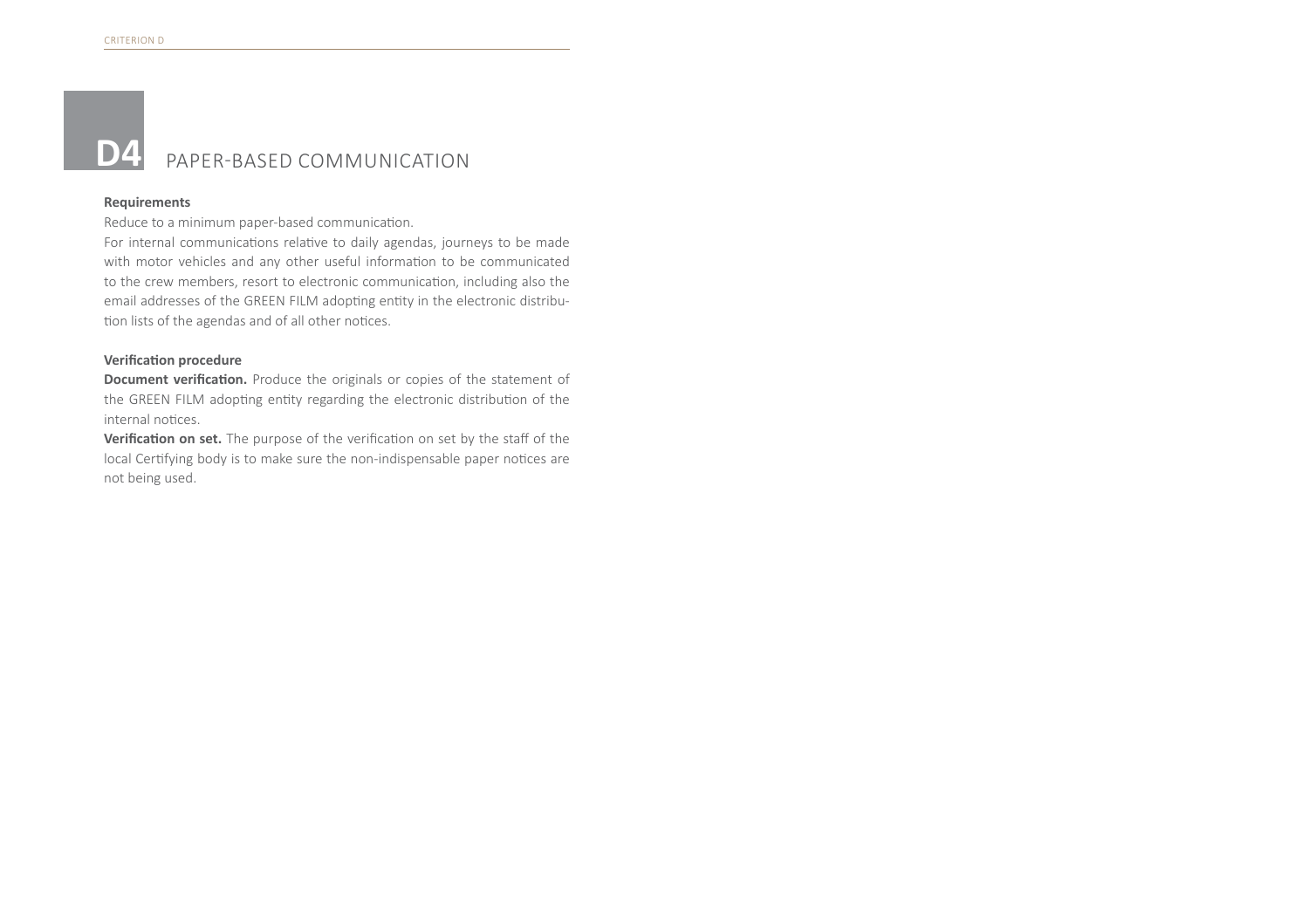# D4 PAPER-BASED COMMUNICATION

**Requirements**

Reduce to a minimum paper-based communication.

For internal communications relative to daily agendas, journeys to be made with motor vehicles and any other useful information to be communicated to the crew members, resort to electronic communication, including also the email addresses of the GREEN FILM adopting entity in the electronic distribution lists of the agendas and of all other notices.

**Verification procedure**

**Document verification.** Produce the originals or copies of the statement of the GREEN FILM adopting entity regarding the electronic distribution of the internal notices.

**Verification on set.** The purpose of the verification on set by the staff of the local Certifying body is to make sure the non-indispensable paper notices are not being used.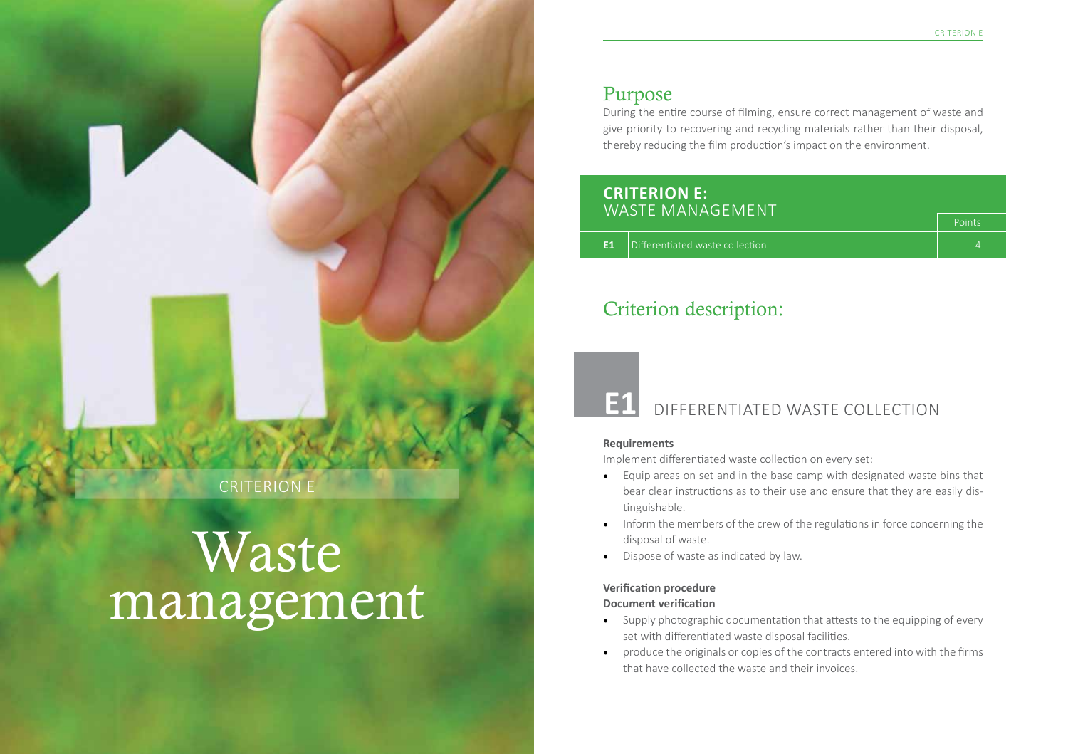CRITERION E

# Waste management

## Purpose

During the entire course of filming, ensure correct management of waste and give priority to recovering and recycling materials rather than their disposal, thereby reducing the film production's impact on the environment.

| **CRITERION E:** WASTE MANAGEMENT | | Points |
|---|---|---|
| **E1** | Differentiated waste collection | 4 |

## Criterion description:

### E1 DIFFERENTIATED WASTE COLLECTION

**Requirements**

Implement differentiated waste collection on every set:

- Equip areas on set and in the base camp with designated waste bins that bear clear instructions as to their use and ensure that they are easily distinguishable.
- Inform the members of the crew of the regulations in force concerning the disposal of waste.
- Dispose of waste as indicated by law.

**Verification procedure**

**Document verification**

- Supply photographic documentation that attests to the equipping of every set with differentiated waste disposal facilities.
- produce the originals or copies of the contracts entered into with the firms that have collected the waste and their invoices.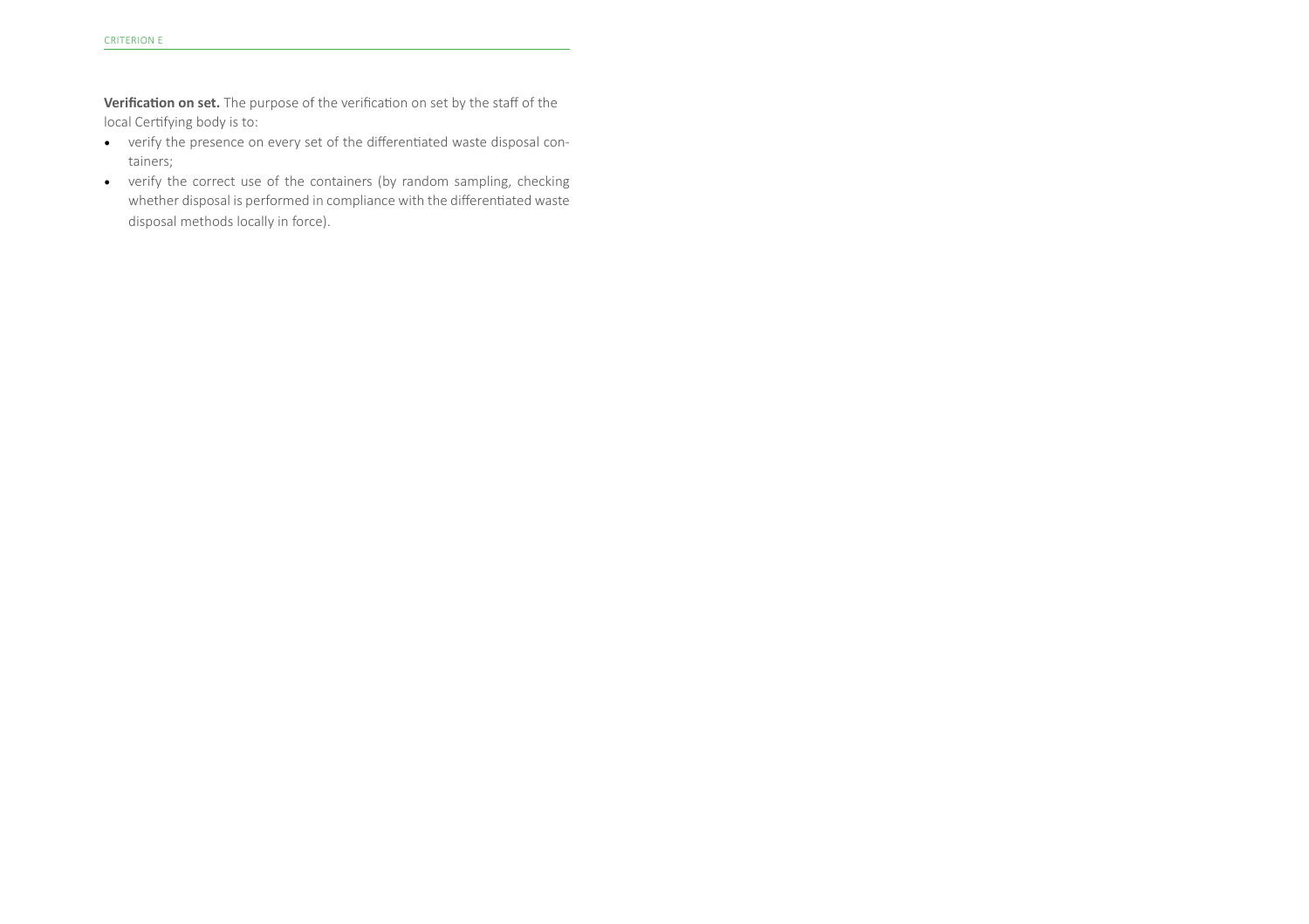**Verification on set.** The purpose of the verification on set by the staff of the local Certifying body is to:

- verify the presence on every set of the differentiated waste disposal containers;
- verify the correct use of the containers (by random sampling, checking whether disposal is performed in compliance with the differentiated waste disposal methods locally in force).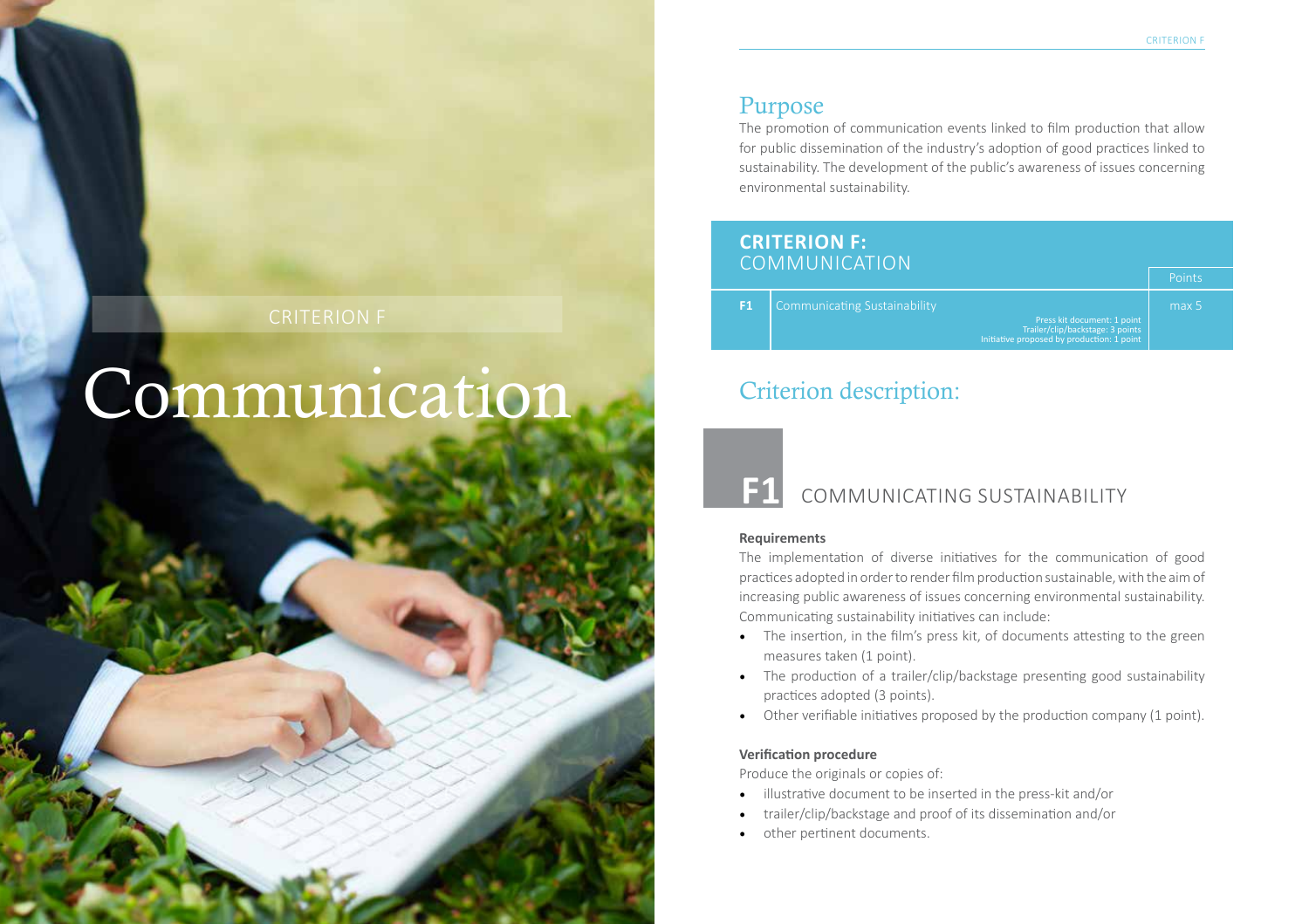CRITERION F

# Communication

## Purpose

The promotion of communication events linked to film production that allow for public dissemination of the industry's adoption of good practices linked to sustainability. The development of the public's awareness of issues concerning environmental sustainability.

| **CRITERION F:** COMMUNICATION | | Points |
|---|---|---|
| **F1** | Communicating Sustainability<br>Press kit document: 1 point<br>Trailer/clip/backstage: 3 points<br>Initiative proposed by production: 1 point | max 5 |

## Criterion description:

### F1 COMMUNICATING SUSTAINABILITY

**Requirements**

The implementation of diverse initiatives for the communication of good practices adopted in order to render film production sustainable, with the aim of increasing public awareness of issues concerning environmental sustainability. Communicating sustainability initiatives can include:

- The insertion, in the film's press kit, of documents attesting to the green measures taken (1 point).
- The production of a trailer/clip/backstage presenting good sustainability practices adopted (3 points).
- Other verifiable initiatives proposed by the production company (1 point).

**Verification procedure**

Produce the originals or copies of:

- illustrative document to be inserted in the press-kit and/or
- trailer/clip/backstage and proof of its dissemination and/or
- other pertinent documents.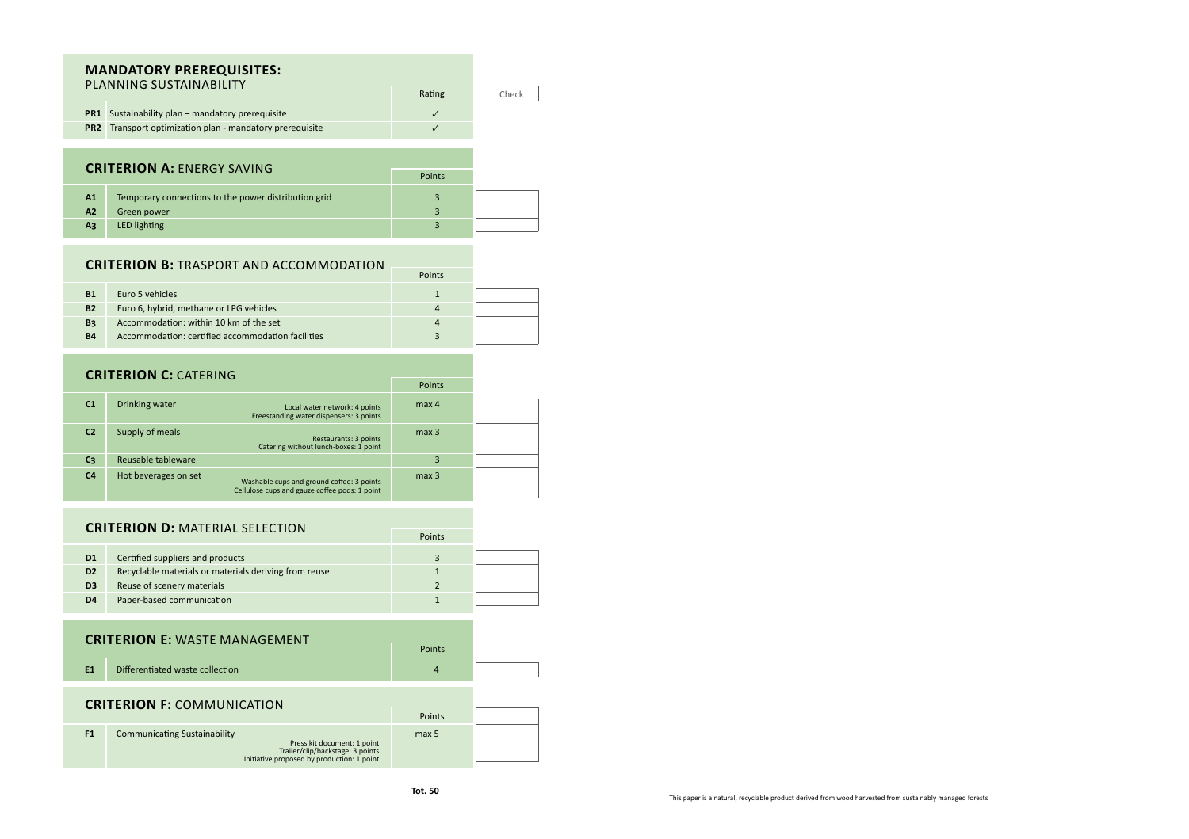## MANDATORY PREREQUISITES: PLANNING SUSTAINABILITY

| | | Rating | Check |
|---|---|---|---|
| **PR1** | Sustainability plan – mandatory prerequisite | ✓ | |
| **PR2** | Transport optimization plan - mandatory prerequisite | ✓ | |

## CRITERION A: ENERGY SAVING

| | | Points | |
|---|---|---|---|
| **A1** | Temporary connections to the power distribution grid | 3 | |
| **A2** | Green power | 3 | |
| **A3** | LED lighting | 3 | |

## CRITERION B: TRASPORT AND ACCOMMODATION

| | | Points | |
|---|---|---|---|
| **B1** | Euro 5 vehicles | 1 | |
| **B2** | Euro 6, hybrid, methane or LPG vehicles | 4 | |
| **B3** | Accommodation: within 10 km of the set | 4 | |
| **B4** | Accommodation: certified accommodation facilities | 3 | |

## CRITERION C: CATERING

| | | | Points | |
|---|---|---|---|---|
| **C1** | Drinking water | Local water network: 4 points<br>Freestanding water dispensers: 3 points | max 4 | |
| **C2** | Supply of meals | Restaurants: 3 points<br>Catering without lunch-boxes: 1 point | max 3 | |
| **C3** | Reusable tableware | | 3 | |
| **C4** | Hot beverages on set | Washable cups and ground coffee: 3 points<br>Cellulose cups and gauze coffee pods: 1 point | max 3 | |

## CRITERION D: MATERIAL SELECTION

| | | Points | |
|---|---|---|---|
| **D1** | Certified suppliers and products | 3 | |
| **D2** | Recyclable materials or materials deriving from reuse | 1 | |
| **D3** | Reuse of scenery materials | 2 | |
| **D4** | Paper-based communication | 1 | |

## CRITERION E: WASTE MANAGEMENT

| | | Points | |
|---|---|---|---|
| **E1** | Differentiated waste collection | 4 | |

## CRITERION F: COMMUNICATION

| | | | Points | |
|---|---|---|---|---|
| **F1** | Communicating Sustainability | Press kit document: 1 point<br>Trailer/clip/backstage: 3 points<br>Initiative proposed by production: 1 point | max 5 | |

**Tot. 50**

This paper is a natural, recyclable product derived from wood harvested from sustainably managed forests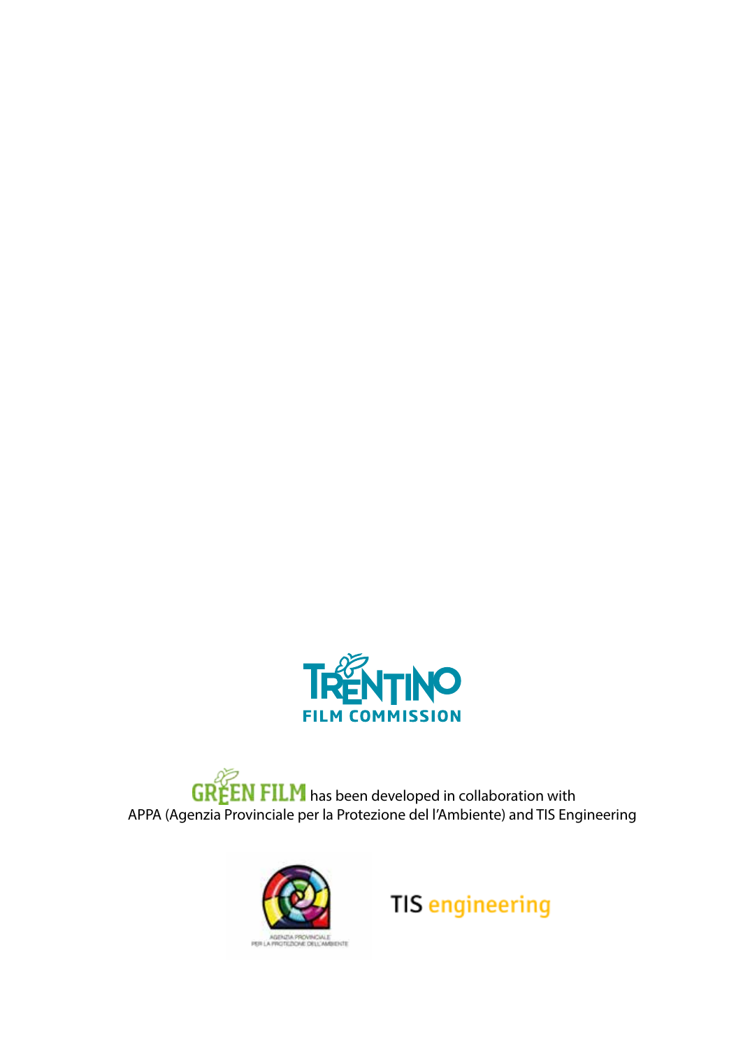TRENTINO
FILM COMMISSION

GREEN FILM has been developed in collaboration with
APPA (Agenzia Provinciale per la Protezione del l'Ambiente) and TIS Engineering

AGENZIA PROVINCIALE
PER LA PROTEZIONE DELL'AMBIENTE

TIS engineering